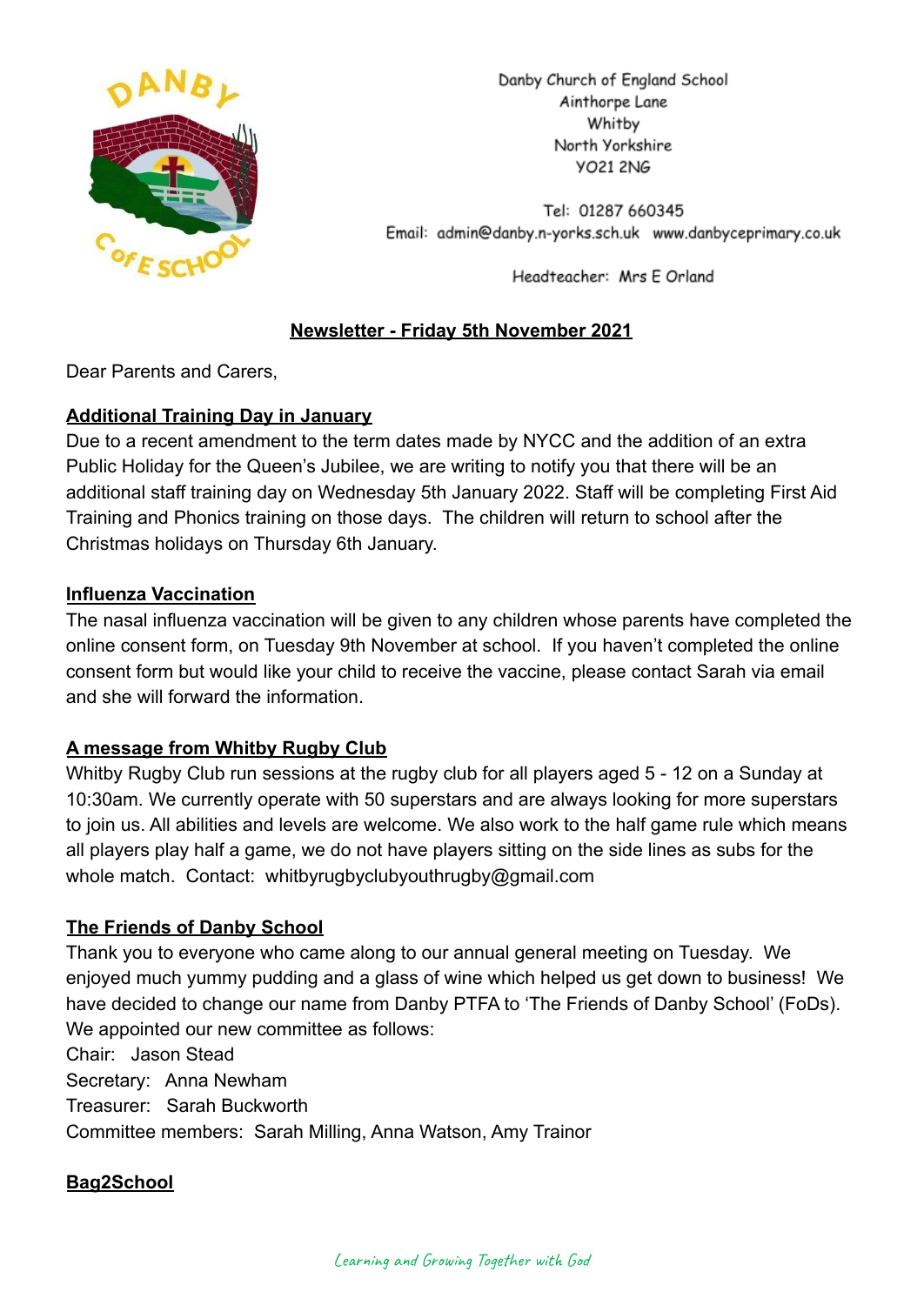Danby Church of England School
Ainthorpe Lane
Whitby
North Yorkshire
YO21 2NG

Tel: 01287 660345
Email: admin@danby.n-yorks.sch.uk www.danbyceprimary.co.uk

Headteacher: Mrs E Orland

## Newsletter - Friday 5th November 2021

Dear Parents and Carers,

### Additional Training Day in January

Due to a recent amendment to the term dates made by NYCC and the addition of an extra Public Holiday for the Queen's Jubilee, we are writing to notify you that there will be an additional staff training day on Wednesday 5th January 2022. Staff will be completing First Aid Training and Phonics training on those days. The children will return to school after the Christmas holidays on Thursday 6th January.

### Influenza Vaccination

The nasal influenza vaccination will be given to any children whose parents have completed the online consent form, on Tuesday 9th November at school. If you haven't completed the online consent form but would like your child to receive the vaccine, please contact Sarah via email and she will forward the information.

### A message from Whitby Rugby Club

Whitby Rugby Club run sessions at the rugby club for all players aged 5 - 12 on a Sunday at 10:30am. We currently operate with 50 superstars and are always looking for more superstars to join us. All abilities and levels are welcome. We also work to the half game rule which means all players play half a game, we do not have players sitting on the side lines as subs for the whole match. Contact: whitbyrugbyclubyouthrugby@gmail.com

### The Friends of Danby School

Thank you to everyone who came along to our annual general meeting on Tuesday. We enjoyed much yummy pudding and a glass of wine which helped us get down to business! We have decided to change our name from Danby PTFA to 'The Friends of Danby School' (FoDs). We appointed our new committee as follows:

Chair: Jason Stead
Secretary: Anna Newham
Treasurer: Sarah Buckworth
Committee members: Sarah Milling, Anna Watson, Amy Trainor

### Bag2School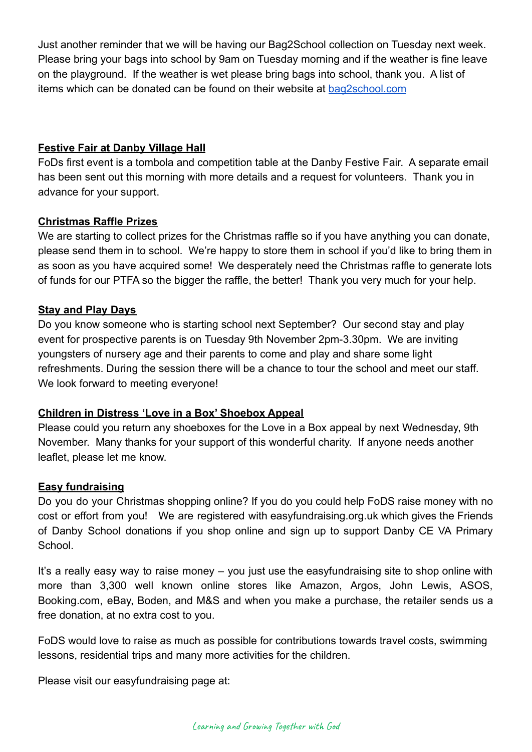Just another reminder that we will be having our Bag2School collection on Tuesday next week. Please bring your bags into school by 9am on Tuesday morning and if the weather is fine leave on the playground. If the weather is wet please bring bags into school, thank you. A list of items which can be donated can be found on their website at [bag2school.com](bag2school.com)

**Festive Fair at Danby Village Hall**

FoDs first event is a tombola and competition table at the Danby Festive Fair. A separate email has been sent out this morning with more details and a request for volunteers. Thank you in advance for your support.

**Christmas Raffle Prizes**

We are starting to collect prizes for the Christmas raffle so if you have anything you can donate, please send them in to school. We're happy to store them in school if you'd like to bring them in as soon as you have acquired some! We desperately need the Christmas raffle to generate lots of funds for our PTFA so the bigger the raffle, the better! Thank you very much for your help.

**Stay and Play Days**

Do you know someone who is starting school next September? Our second stay and play event for prospective parents is on Tuesday 9th November 2pm-3.30pm. We are inviting youngsters of nursery age and their parents to come and play and share some light refreshments. During the session there will be a chance to tour the school and meet our staff. We look forward to meeting everyone!

**Children in Distress 'Love in a Box' Shoebox Appeal**

Please could you return any shoeboxes for the Love in a Box appeal by next Wednesday, 9th November. Many thanks for your support of this wonderful charity. If anyone needs another leaflet, please let me know.

**Easy fundraising**

Do you do your Christmas shopping online? If you do you could help FoDS raise money with no cost or effort from you! We are registered with easyfundraising.org.uk which gives the Friends of Danby School donations if you shop online and sign up to support Danby CE VA Primary School.

It's a really easy way to raise money – you just use the easyfundraising site to shop online with more than 3,300 well known online stores like Amazon, Argos, John Lewis, ASOS, Booking.com, eBay, Boden, and M&S and when you make a purchase, the retailer sends us a free donation, at no extra cost to you.

FoDS would love to raise as much as possible for contributions towards travel costs, swimming lessons, residential trips and many more activities for the children.

Please visit our easyfundraising page at: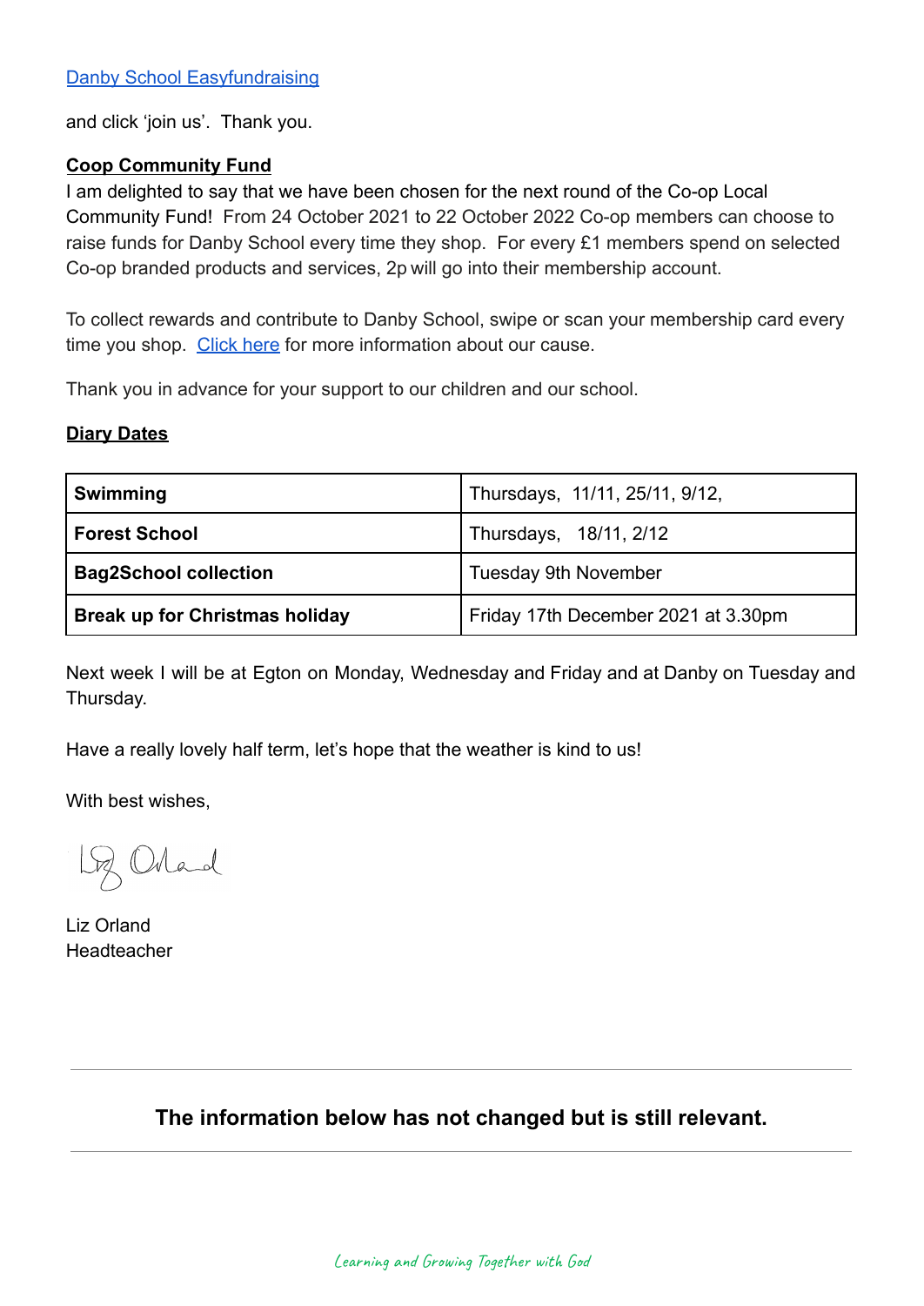[Danby School Easyfundraising](#)

and click 'join us'. Thank you.

**Coop Community Fund**

I am delighted to say that we have been chosen for the next round of the Co-op Local Community Fund! From 24 October 2021 to 22 October 2022 Co-op members can choose to raise funds for Danby School every time they shop. For every £1 members spend on selected Co-op branded products and services, 2p will go into their membership account.

To collect rewards and contribute to Danby School, swipe or scan your membership card every time you shop. [Click here](#) for more information about our cause.

Thank you in advance for your support to our children and our school.

**Diary Dates**

| | |
|---|---|
| **Swimming** | Thursdays, 11/11, 25/11, 9/12, |
| **Forest School** | Thursdays, 18/11, 2/12 |
| **Bag2School collection** | Tuesday 9th November |
| **Break up for Christmas holiday** | Friday 17th December 2021 at 3.30pm |

Next week I will be at Egton on Monday, Wednesday and Friday and at Danby on Tuesday and Thursday.

Have a really lovely half term, let's hope that the weather is kind to us!

With best wishes,

Liz Orland
Headteacher

---

**The information below has not changed but is still relevant.**

---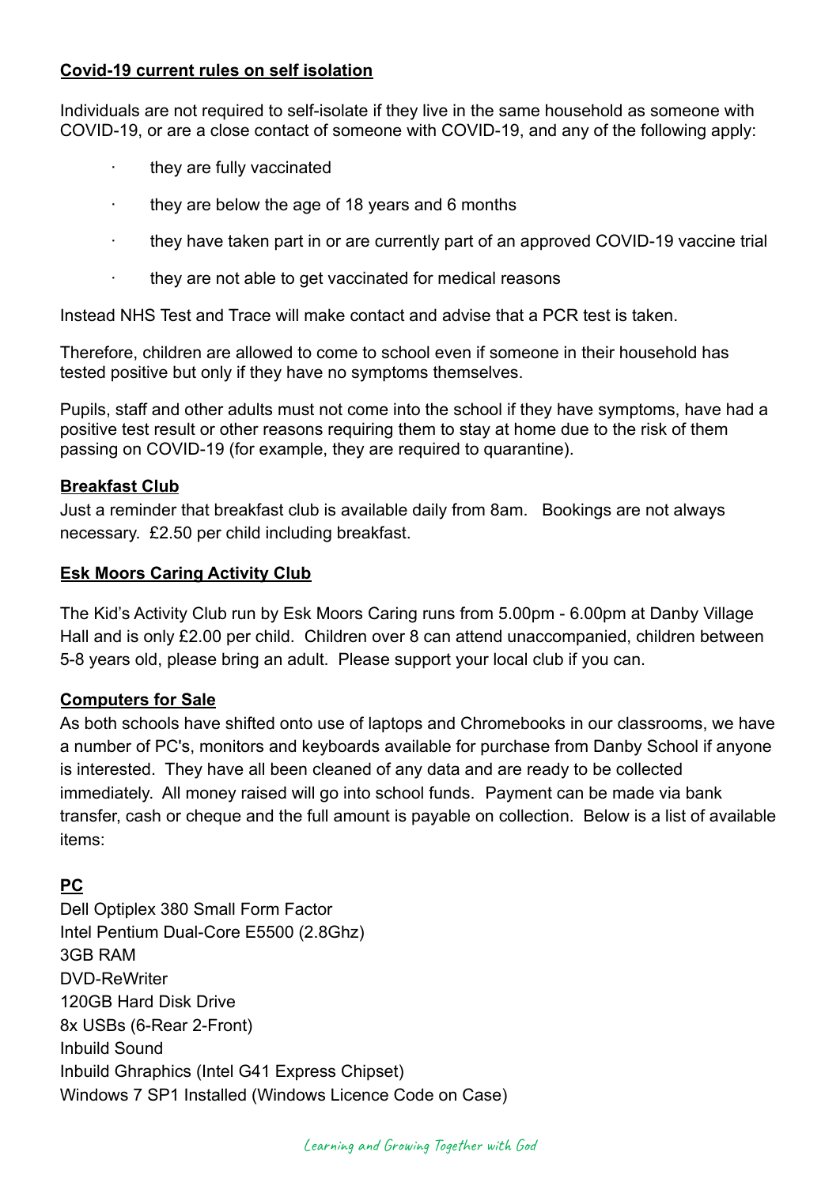**Covid-19 current rules on self isolation**

Individuals are not required to self-isolate if they live in the same household as someone with COVID-19, or are a close contact of someone with COVID-19, and any of the following apply:

- they are fully vaccinated
- they are below the age of 18 years and 6 months
- they have taken part in or are currently part of an approved COVID-19 vaccine trial
- they are not able to get vaccinated for medical reasons

Instead NHS Test and Trace will make contact and advise that a PCR test is taken.

Therefore, children are allowed to come to school even if someone in their household has tested positive but only if they have no symptoms themselves.

Pupils, staff and other adults must not come into the school if they have symptoms, have had a positive test result or other reasons requiring them to stay at home due to the risk of them passing on COVID-19 (for example, they are required to quarantine).

**Breakfast Club**

Just a reminder that breakfast club is available daily from 8am. Bookings are not always necessary. £2.50 per child including breakfast.

**Esk Moors Caring Activity Club**

The Kid's Activity Club run by Esk Moors Caring runs from 5.00pm - 6.00pm at Danby Village Hall and is only £2.00 per child. Children over 8 can attend unaccompanied, children between 5-8 years old, please bring an adult. Please support your local club if you can.

**Computers for Sale**

As both schools have shifted onto use of laptops and Chromebooks in our classrooms, we have a number of PC's, monitors and keyboards available for purchase from Danby School if anyone is interested. They have all been cleaned of any data and are ready to be collected immediately. All money raised will go into school funds. Payment can be made via bank transfer, cash or cheque and the full amount is payable on collection. Below is a list of available items:

**PC**

Dell Optiplex 380 Small Form Factor
Intel Pentium Dual-Core E5500 (2.8Ghz)
3GB RAM
DVD-ReWriter
120GB Hard Disk Drive
8x USBs (6-Rear 2-Front)
Inbuild Sound
Inbuild Ghraphics (Intel G41 Express Chipset)
Windows 7 SP1 Installed (Windows Licence Code on Case)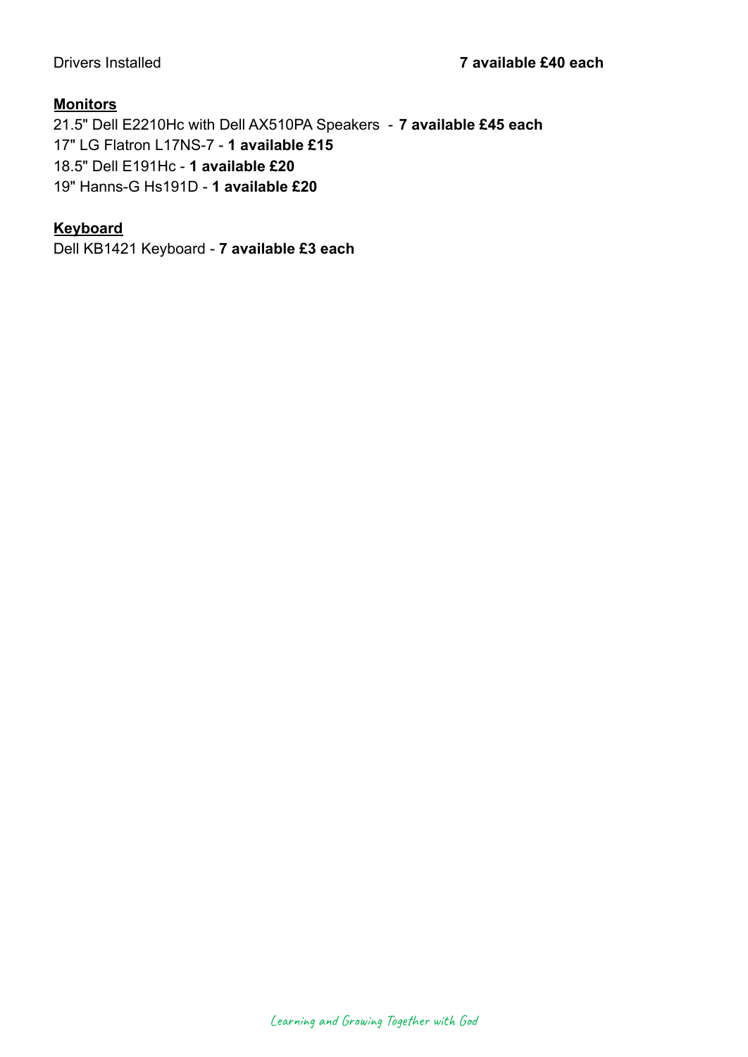Drivers Installed **7 available £40 each**

**Monitors**

21.5" Dell E2210Hc with Dell AX510PA Speakers - **7 available £45 each**
17" LG Flatron L17NS-7 - **1 available £15**
18.5" Dell E191Hc - **1 available £20**
19" Hanns-G Hs191D - **1 available £20**

**Keyboard**

Dell KB1421 Keyboard - **7 available £3 each**